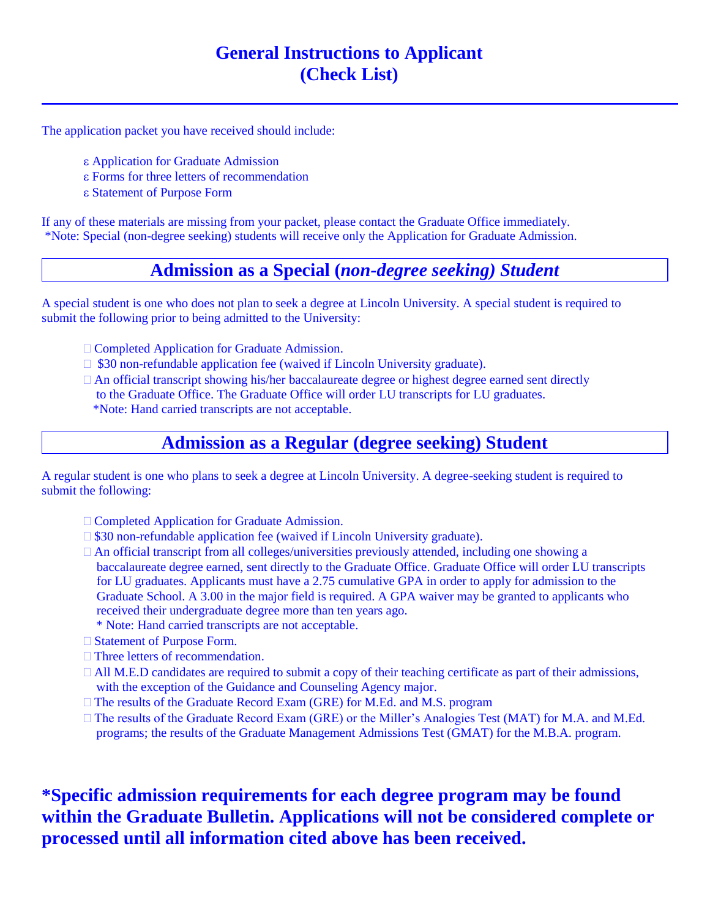# General Instructions to Applicant
# (Check List)

---

The application packet you have received should include:

- ε Application for Graduate Admission
- ε Forms for three letters of recommendation
- ε Statement of Purpose Form

If any of these materials are missing from your packet, please contact the Graduate Office immediately.
*Note: Special (non-degree seeking) students will receive only the Application for Graduate Admission.

## Admission as a Special (*non-degree seeking) Student*

A special student is one who does not plan to seek a degree at Lincoln University. A special student is required to submit the following prior to being admitted to the University:

- Completed Application for Graduate Admission.
- $30 non-refundable application fee (waived if Lincoln University graduate).
- An official transcript showing his/her baccalaureate degree or highest degree earned sent directly to the Graduate Office. The Graduate Office will order LU transcripts for LU graduates.
  *Note: Hand carried transcripts are not acceptable.

## Admission as a Regular (degree seeking) Student

A regular student is one who plans to seek a degree at Lincoln University. A degree-seeking student is required to submit the following:

- Completed Application for Graduate Admission.
- $30 non-refundable application fee (waived if Lincoln University graduate).
- An official transcript from all colleges/universities previously attended, including one showing a baccalaureate degree earned, sent directly to the Graduate Office. Graduate Office will order LU transcripts for LU graduates. Applicants must have a 2.75 cumulative GPA in order to apply for admission to the Graduate School. A 3.00 in the major field is required. A GPA waiver may be granted to applicants who received their undergraduate degree more than ten years ago.
  * Note: Hand carried transcripts are not acceptable.
- Statement of Purpose Form.
- Three letters of recommendation.
- All M.E.D candidates are required to submit a copy of their teaching certificate as part of their admissions, with the exception of the Guidance and Counseling Agency major.
- The results of the Graduate Record Exam (GRE) for M.Ed. and M.S. program
- The results of the Graduate Record Exam (GRE) or the Miller's Analogies Test (MAT) for M.A. and M.Ed. programs; the results of the Graduate Management Admissions Test (GMAT) for the M.B.A. program.

**\*Specific admission requirements for each degree program may be found within the Graduate Bulletin. Applications will not be considered complete or processed until all information cited above has been received.**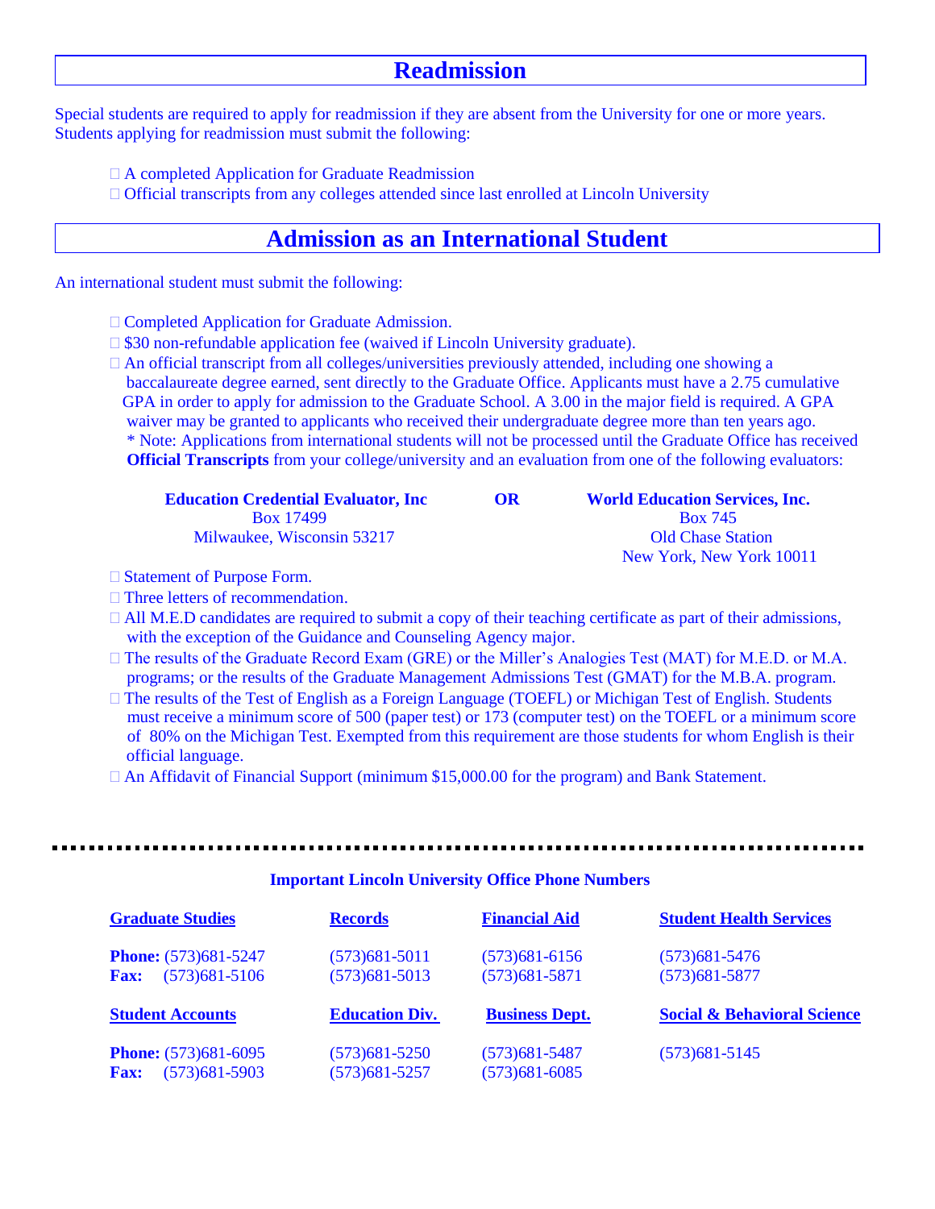## Readmission

Special students are required to apply for readmission if they are absent from the University for one or more years. Students applying for readmission must submit the following:

- A completed Application for Graduate Readmission
- Official transcripts from any colleges attended since last enrolled at Lincoln University

## Admission as an International Student

An international student must submit the following:

- Completed Application for Graduate Admission.
- $30 non-refundable application fee (waived if Lincoln University graduate).
- An official transcript from all colleges/universities previously attended, including one showing a baccalaureate degree earned, sent directly to the Graduate Office. Applicants must have a 2.75 cumulative GPA in order to apply for admission to the Graduate School. A 3.00 in the major field is required. A GPA waiver may be granted to applicants who received their undergraduate degree more than ten years ago.
  * Note: Applications from international students will not be processed until the Graduate Office has received **Official Transcripts** from your college/university and an evaluation from one of the following evaluators:

  **Education Credential Evaluator, Inc**
  Box 17499
  Milwaukee, Wisconsin 53217

  **OR**

  **World Education Services, Inc.**
  Box 745
  Old Chase Station
  New York, New York 10011

- Statement of Purpose Form.
- Three letters of recommendation.
- All M.E.D candidates are required to submit a copy of their teaching certificate as part of their admissions, with the exception of the Guidance and Counseling Agency major.
- The results of the Graduate Record Exam (GRE) or the Miller's Analogies Test (MAT) for M.E.D. or M.A. programs; or the results of the Graduate Management Admissions Test (GMAT) for the M.B.A. program.
- The results of the Test of English as a Foreign Language (TOEFL) or Michigan Test of English. Students must receive a minimum score of 500 (paper test) or 173 (computer test) on the TOEFL or a minimum score of 80% on the Michigan Test. Exempted from this requirement are those students for whom English is their official language.
- An Affidavit of Financial Support (minimum $15,000.00 for the program) and Bank Statement.

---

**Important Lincoln University Office Phone Numbers**

| **Graduate Studies** | **Records** | **Financial Aid** | **Student Health Services** |
|---|---|---|---|
| **Phone:** (573)681-5247 | (573)681-5011 | (573)681-6156 | (573)681-5476 |
| **Fax:** (573)681-5106 | (573)681-5013 | (573)681-5871 | (573)681-5877 |
| **Student Accounts** | **Education Div.** | **Business Dept.** | **Social & Behavioral Science** |
| **Phone:** (573)681-6095 | (573)681-5250 | (573)681-5487 | (573)681-5145 |
| **Fax:** (573)681-5903 | (573)681-5257 | (573)681-6085 | |